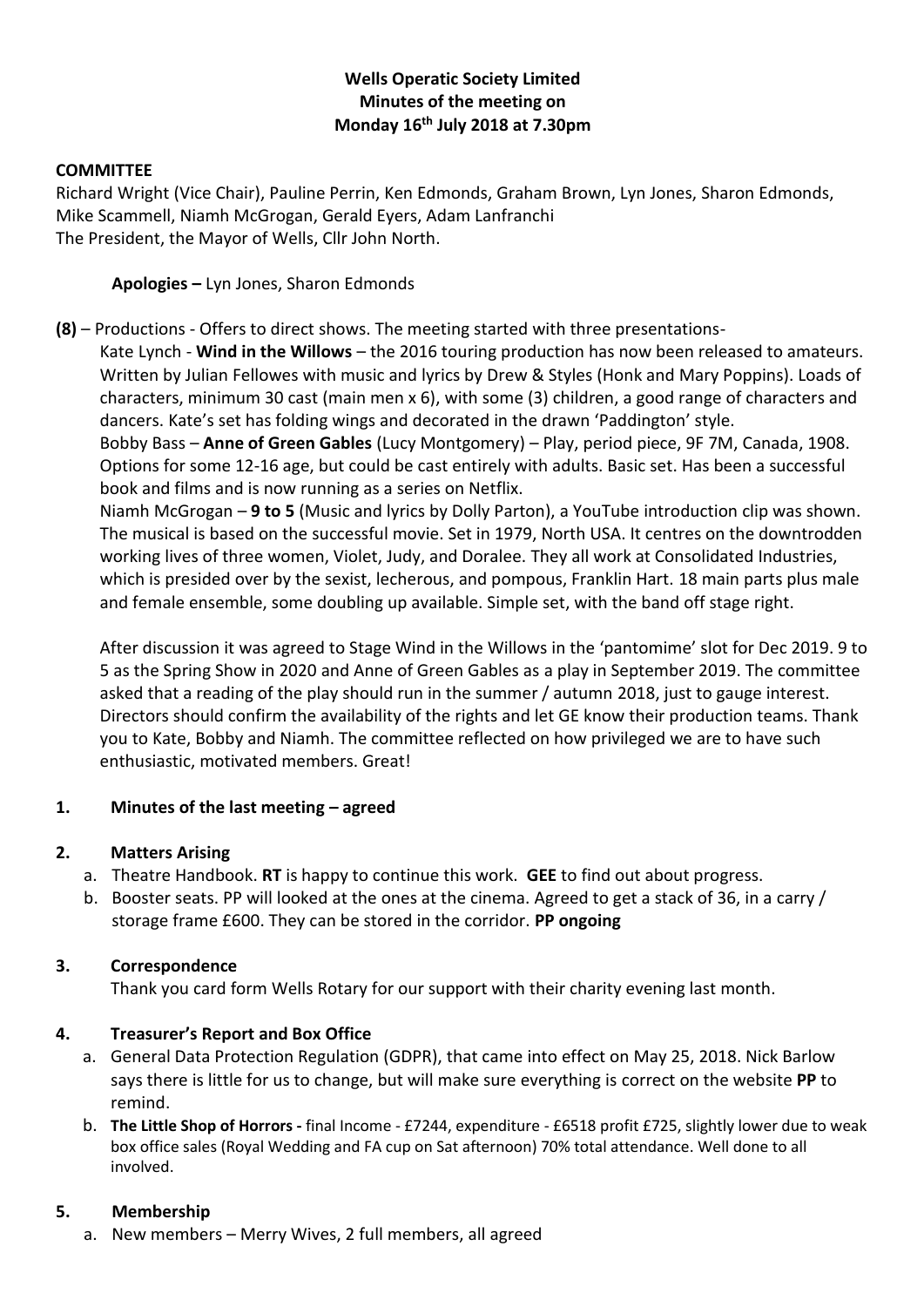**Wells Operatic Society Limited**
**Minutes of the meeting on**
**Monday 16th July 2018 at 7.30pm**

**COMMITTEE**

Richard Wright (Vice Chair), Pauline Perrin, Ken Edmonds, Graham Brown, Lyn Jones, Sharon Edmonds, Mike Scammell, Niamh McGrogan, Gerald Eyers, Adam Lanfranchi
The President, the Mayor of Wells, Cllr John North.

**Apologies –** Lyn Jones, Sharon Edmonds

**(8)** – Productions - Offers to direct shows. The meeting started with three presentations-

Kate Lynch - **Wind in the Willows** – the 2016 touring production has now been released to amateurs. Written by Julian Fellowes with music and lyrics by Drew & Styles (Honk and Mary Poppins). Loads of characters, minimum 30 cast (main men x 6), with some (3) children, a good range of characters and dancers. Kate's set has folding wings and decorated in the drawn 'Paddington' style.

Bobby Bass – **Anne of Green Gables** (Lucy Montgomery) – Play, period piece, 9F 7M, Canada, 1908. Options for some 12-16 age, but could be cast entirely with adults. Basic set. Has been a successful book and films and is now running as a series on Netflix.

Niamh McGrogan – **9 to 5** (Music and lyrics by Dolly Parton), a YouTube introduction clip was shown. The musical is based on the successful movie. Set in 1979, North USA. It centres on the downtrodden working lives of three women, Violet, Judy, and Doralee. They all work at Consolidated Industries, which is presided over by the sexist, lecherous, and pompous, Franklin Hart. 18 main parts plus male and female ensemble, some doubling up available. Simple set, with the band off stage right.

After discussion it was agreed to Stage Wind in the Willows in the 'pantomime' slot for Dec 2019. 9 to 5 as the Spring Show in 2020 and Anne of Green Gables as a play in September 2019. The committee asked that a reading of the play should run in the summer / autumn 2018, just to gauge interest. Directors should confirm the availability of the rights and let GE know their production teams. Thank you to Kate, Bobby and Niamh. The committee reflected on how privileged we are to have such enthusiastic, motivated members. Great!

## 1. Minutes of the last meeting – agreed

## 2. Matters Arising

a. Theatre Handbook. **RT** is happy to continue this work. **GEE** to find out about progress.
b. Booster seats. PP will looked at the ones at the cinema. Agreed to get a stack of 36, in a carry / storage frame £600. They can be stored in the corridor. **PP ongoing**

## 3. Correspondence

Thank you card form Wells Rotary for our support with their charity evening last month.

## 4. Treasurer's Report and Box Office

a. General Data Protection Regulation (GDPR), that came into effect on May 25, 2018. Nick Barlow says there is little for us to change, but will make sure everything is correct on the website **PP** to remind.
b. **The Little Shop of Horrors -** final Income - £7244, expenditure - £6518 profit £725, slightly lower due to weak box office sales (Royal Wedding and FA cup on Sat afternoon) 70% total attendance. Well done to all involved.

## 5. Membership

a. New members – Merry Wives, 2 full members, all agreed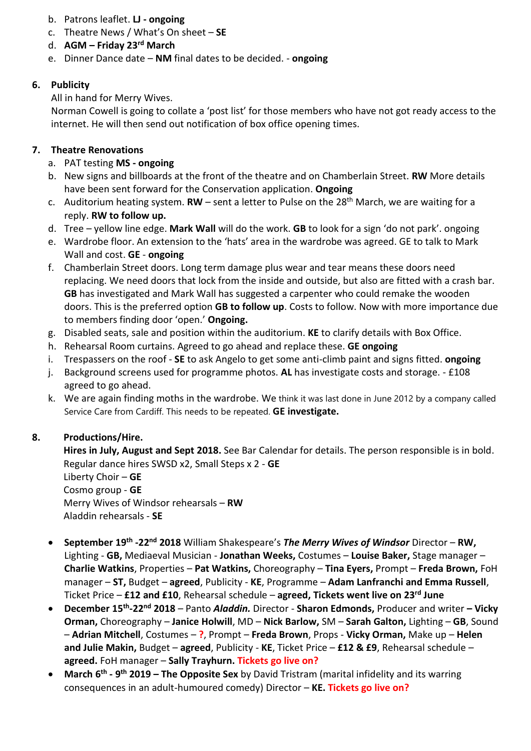b. Patrons leaflet. **LJ - ongoing**
c. Theatre News / What's On sheet – **SE**
d. **AGM – Friday 23rd March**
e. Dinner Dance date – **NM** final dates to be decided. - **ongoing**

## 6. Publicity

All in hand for Merry Wives.
Norman Cowell is going to collate a 'post list' for those members who have not got ready access to the internet. He will then send out notification of box office opening times.

## 7. Theatre Renovations

a. PAT testing **MS - ongoing**
b. New signs and billboards at the front of the theatre and on Chamberlain Street. **RW** More details have been sent forward for the Conservation application. **Ongoing**
c. Auditorium heating system. **RW** – sent a letter to Pulse on the 28th March, we are waiting for a reply. **RW to follow up.**
d. Tree – yellow line edge. **Mark Wall** will do the work. **GB** to look for a sign 'do not park'. ongoing
e. Wardrobe floor. An extension to the 'hats' area in the wardrobe was agreed. GE to talk to Mark Wall and cost. **GE** - **ongoing**
f. Chamberlain Street doors. Long term damage plus wear and tear means these doors need replacing. We need doors that lock from the inside and outside, but also are fitted with a crash bar. **GB** has investigated and Mark Wall has suggested a carpenter who could remake the wooden doors. This is the preferred option **GB to follow up**. Costs to follow. Now with more importance due to members finding door 'open.' **Ongoing.**
g. Disabled seats, sale and position within the auditorium. **KE** to clarify details with Box Office.
h. Rehearsal Room curtains. Agreed to go ahead and replace these. **GE ongoing**
i. Trespassers on the roof - **SE** to ask Angelo to get some anti-climb paint and signs fitted. **ongoing**
j. Background screens used for programme photos. **AL** has investigate costs and storage. - £108 agreed to go ahead.
k. We are again finding moths in the wardrobe. We think it was last done in June 2012 by a company called Service Care from Cardiff. This needs to be repeated. **GE investigate.**

## 8. Productions/Hire.

**Hires in July, August and Sept 2018.** See Bar Calendar for details. The person responsible is in bold.
Regular dance hires SWSD x2, Small Steps x 2 - **GE**
Liberty Choir – **GE**
Cosmo group - **GE**
Merry Wives of Windsor rehearsals – **RW**
Aladdin rehearsals - **SE**

- **September 19th -22nd 2018** William Shakespeare's ***The Merry Wives of Windsor*** Director – **RW,** Lighting - **GB,** Mediaeval Musician - **Jonathan Weeks,** Costumes – **Louise Baker,** Stage manager – **Charlie Watkins**, Properties – **Pat Watkins,** Choreography – **Tina Eyers,** Prompt – **Freda Brown,** FoH manager – **ST,** Budget – **agreed**, Publicity - **KE**, Programme – **Adam Lanfranchi and Emma Russell**, Ticket Price – **£12 and £10**, Rehearsal schedule – **agreed, Tickets went live on 23rd June**
- **December 15th-22nd 2018** – Panto ***Aladdin.*** Director - **Sharon Edmonds,** Producer and writer **– Vicky Orman,** Choreography – **Janice Holwill**, MD – **Nick Barlow,** SM – **Sarah Galton,** Lighting – **GB**, Sound – **Adrian Mitchell**, Costumes – **?**, Prompt – **Freda Brown**, Props - **Vicky Orman,** Make up – **Helen and Julie Makin,** Budget – **agreed**, Publicity - **KE**, Ticket Price – **£12 & £9**, Rehearsal schedule – **agreed.** FoH manager – **Sally Trayhurn. Tickets go live on?**
- **March 6th - 9th 2019 – The Opposite Sex** by David Tristram (marital infidelity and its warring consequences in an adult-humoured comedy) Director – **KE. Tickets go live on?**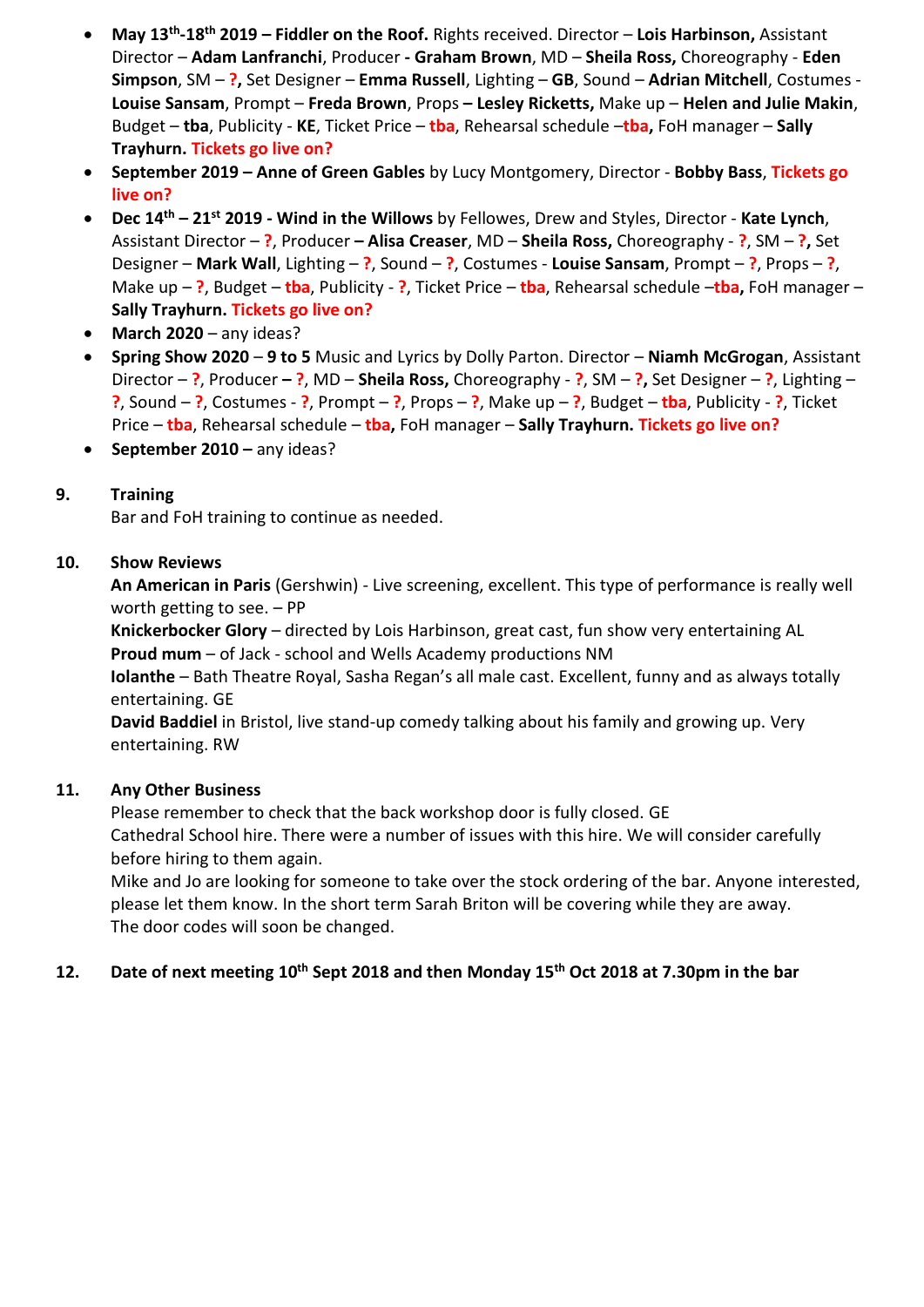- **May 13th-18th 2019 – Fiddler on the Roof.** Rights received. Director – **Lois Harbinson,** Assistant Director – **Adam Lanfranchi**, Producer **- Graham Brown**, MD – **Sheila Ross,** Choreography - **Eden Simpson**, SM – **?,** Set Designer – **Emma Russell**, Lighting – **GB**, Sound – **Adrian Mitchell**, Costumes - **Louise Sansam**, Prompt – **Freda Brown**, Props **– Lesley Ricketts,** Make up – **Helen and Julie Makin**, Budget – **tba**, Publicity - **KE**, Ticket Price – **tba**, Rehearsal schedule –**tba,** FoH manager – **Sally Trayhurn. Tickets go live on?**
- **September 2019 – Anne of Green Gables** by Lucy Montgomery, Director - **Bobby Bass**, **Tickets go live on?**
- **Dec 14th – 21st 2019 - Wind in the Willows** by Fellowes, Drew and Styles, Director - **Kate Lynch**, Assistant Director – **?**, Producer **– Alisa Creaser**, MD – **Sheila Ross,** Choreography - **?**, SM – **?,** Set Designer – **Mark Wall**, Lighting – **?**, Sound – **?**, Costumes - **Louise Sansam**, Prompt – **?**, Props – **?**, Make up – **?**, Budget – **tba**, Publicity - **?**, Ticket Price – **tba**, Rehearsal schedule –**tba,** FoH manager – **Sally Trayhurn. Tickets go live on?**
- **March 2020** – any ideas?
- **Spring Show 2020** – **9 to 5** Music and Lyrics by Dolly Parton. Director – **Niamh McGrogan**, Assistant Director – **?**, Producer **– ?**, MD – **Sheila Ross,** Choreography - **?**, SM – **?,** Set Designer – **?**, Lighting – **?**, Sound – **?**, Costumes - **?**, Prompt – **?**, Props – **?**, Make up – **?**, Budget – **tba**, Publicity - **?**, Ticket Price – **tba**, Rehearsal schedule – **tba,** FoH manager – **Sally Trayhurn. Tickets go live on?**
- **September 2010 –** any ideas?

**9. Training**

Bar and FoH training to continue as needed.

**10. Show Reviews**

**An American in Paris** (Gershwin) - Live screening, excellent. This type of performance is really well worth getting to see. – PP
**Knickerbocker Glory** – directed by Lois Harbinson, great cast, fun show very entertaining AL
**Proud mum** – of Jack - school and Wells Academy productions NM
**Iolanthe** – Bath Theatre Royal, Sasha Regan's all male cast. Excellent, funny and as always totally entertaining. GE
**David Baddiel** in Bristol, live stand-up comedy talking about his family and growing up. Very entertaining. RW

**11. Any Other Business**

Please remember to check that the back workshop door is fully closed. GE
Cathedral School hire. There were a number of issues with this hire. We will consider carefully before hiring to them again.
Mike and Jo are looking for someone to take over the stock ordering of the bar. Anyone interested, please let them know. In the short term Sarah Briton will be covering while they are away.
The door codes will soon be changed.

**12. Date of next meeting 10th Sept 2018 and then Monday 15th Oct 2018 at 7.30pm in the bar**